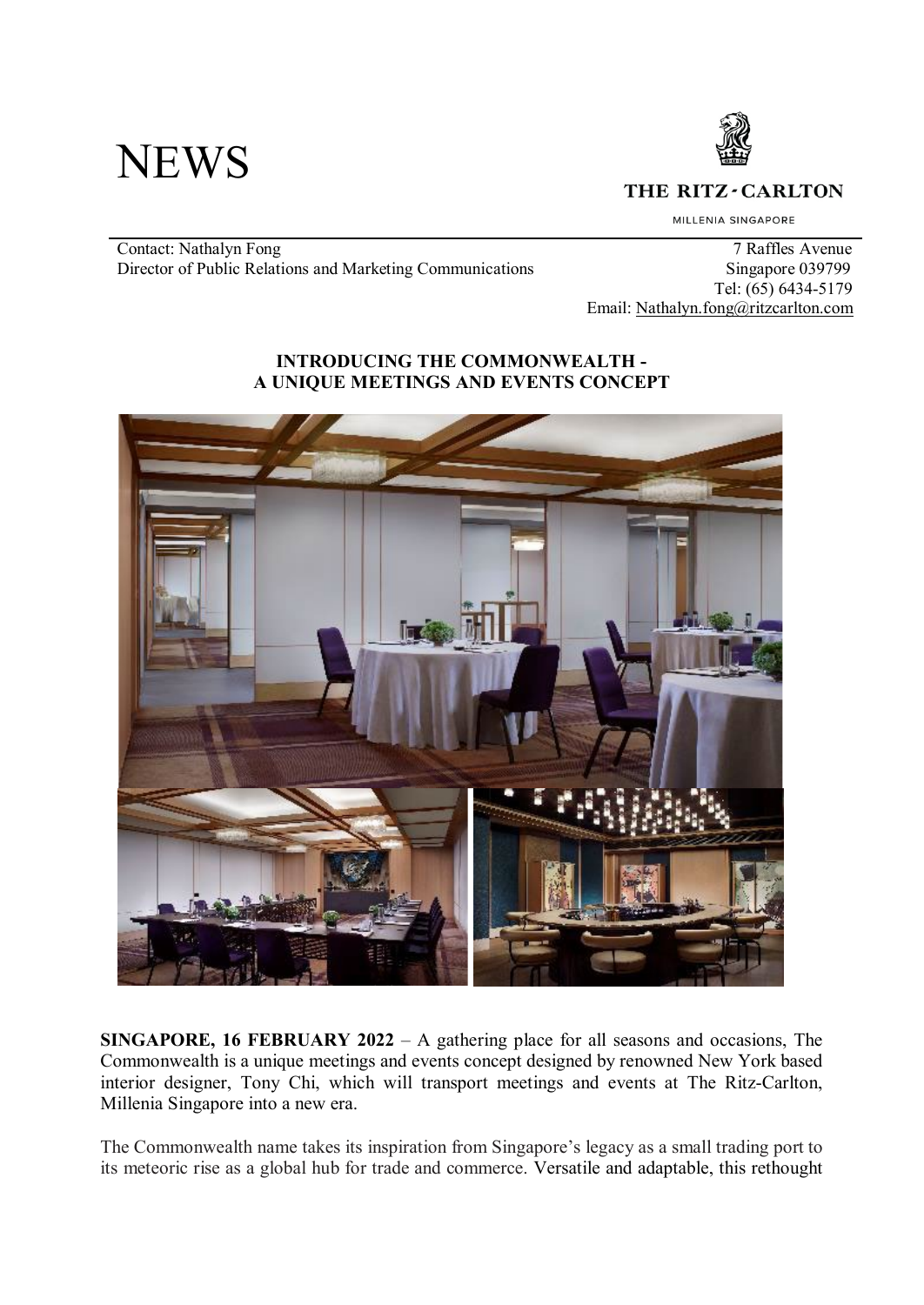# NEWS

THE RITZ-CARLTON

MILLENIA SINGAPORE

Contact: Nathalyn Fong
Director of Public Relations and Marketing Communications

7 Raffles Avenue
Singapore 039799
Tel: (65) 6434-5179
Email: Nathalyn.fong@ritzcarlton.com

**INTRODUCING THE COMMONWEALTH -**
**A UNIQUE MEETINGS AND EVENTS CONCEPT**

**SINGAPORE, 16 FEBRUARY 2022** – A gathering place for all seasons and occasions, The Commonwealth is a unique meetings and events concept designed by renowned New York based interior designer, Tony Chi, which will transport meetings and events at The Ritz-Carlton, Millenia Singapore into a new era.

The Commonwealth name takes its inspiration from Singapore's legacy as a small trading port to its meteoric rise as a global hub for trade and commerce. Versatile and adaptable, this rethought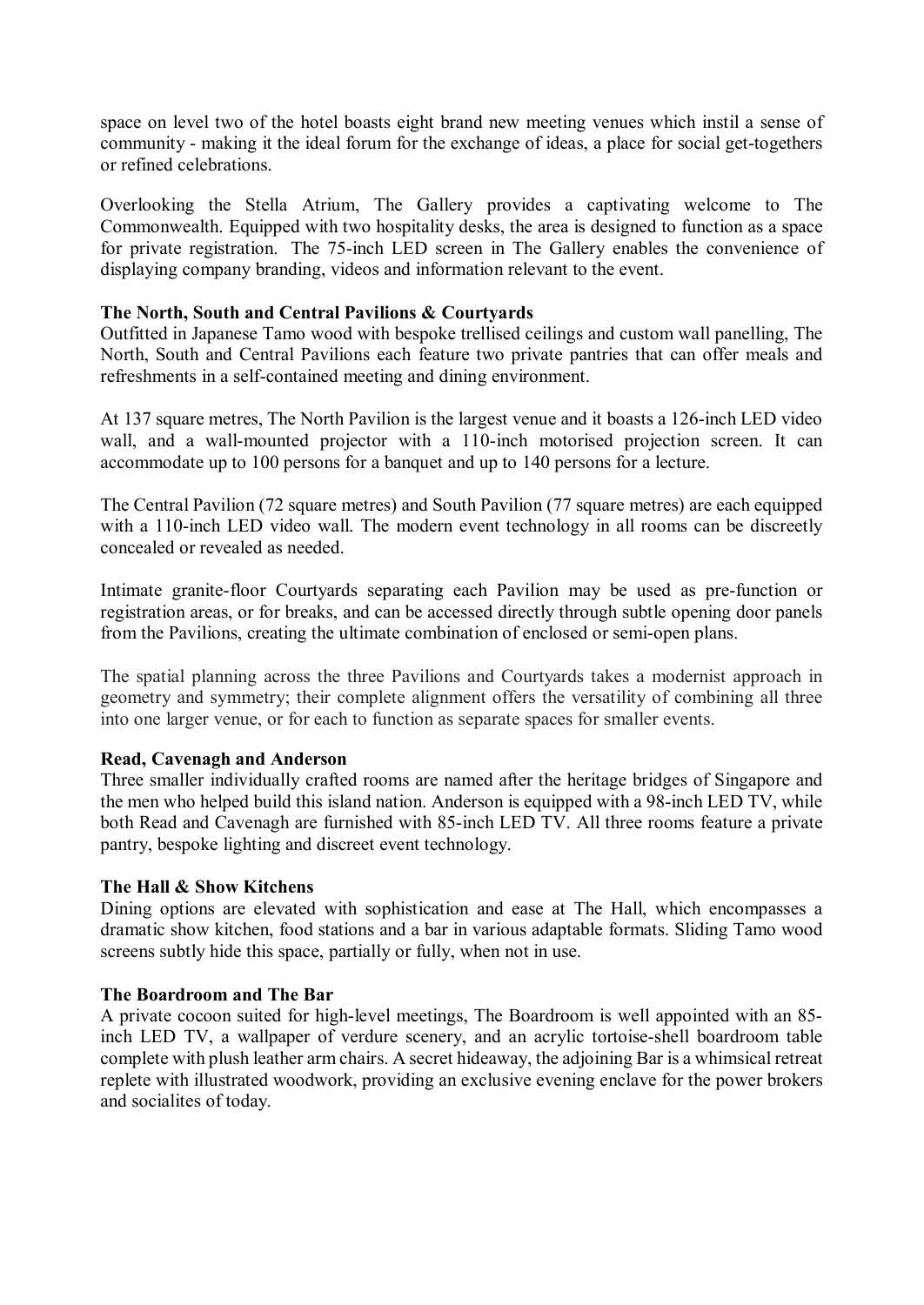space on level two of the hotel boasts eight brand new meeting venues which instil a sense of community - making it the ideal forum for the exchange of ideas, a place for social get-togethers or refined celebrations.

Overlooking the Stella Atrium, The Gallery provides a captivating welcome to The Commonwealth. Equipped with two hospitality desks, the area is designed to function as a space for private registration. The 75-inch LED screen in The Gallery enables the convenience of displaying company branding, videos and information relevant to the event.

**The North, South and Central Pavilions & Courtyards**

Outfitted in Japanese Tamo wood with bespoke trellised ceilings and custom wall panelling, The North, South and Central Pavilions each feature two private pantries that can offer meals and refreshments in a self-contained meeting and dining environment.

At 137 square metres, The North Pavilion is the largest venue and it boasts a 126-inch LED video wall, and a wall-mounted projector with a 110-inch motorised projection screen. It can accommodate up to 100 persons for a banquet and up to 140 persons for a lecture.

The Central Pavilion (72 square metres) and South Pavilion (77 square metres) are each equipped with a 110-inch LED video wall. The modern event technology in all rooms can be discreetly concealed or revealed as needed.

Intimate granite-floor Courtyards separating each Pavilion may be used as pre-function or registration areas, or for breaks, and can be accessed directly through subtle opening door panels from the Pavilions, creating the ultimate combination of enclosed or semi-open plans.

The spatial planning across the three Pavilions and Courtyards takes a modernist approach in geometry and symmetry; their complete alignment offers the versatility of combining all three into one larger venue, or for each to function as separate spaces for smaller events.

**Read, Cavenagh and Anderson**

Three smaller individually crafted rooms are named after the heritage bridges of Singapore and the men who helped build this island nation. Anderson is equipped with a 98-inch LED TV, while both Read and Cavenagh are furnished with 85-inch LED TV. All three rooms feature a private pantry, bespoke lighting and discreet event technology.

**The Hall & Show Kitchens**

Dining options are elevated with sophistication and ease at The Hall, which encompasses a dramatic show kitchen, food stations and a bar in various adaptable formats. Sliding Tamo wood screens subtly hide this space, partially or fully, when not in use.

**The Boardroom and The Bar**

A private cocoon suited for high-level meetings, The Boardroom is well appointed with an 85-inch LED TV, a wallpaper of verdure scenery, and an acrylic tortoise-shell boardroom table complete with plush leather arm chairs. A secret hideaway, the adjoining Bar is a whimsical retreat replete with illustrated woodwork, providing an exclusive evening enclave for the power brokers and socialites of today.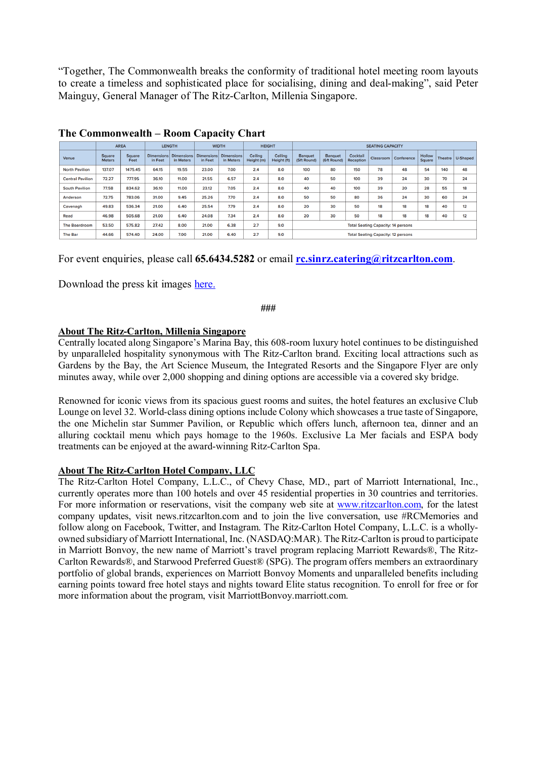“Together, The Commonwealth breaks the conformity of traditional hotel meeting room layouts to create a timeless and sophisticated place for socialising, dining and deal-making”, said Peter Mainguy, General Manager of The Ritz-Carlton, Millenia Singapore.

**The Commonwealth – Room Capacity Chart**

| | AREA | | LENGTH | | WIDTH | | HEIGHT | | SEATING CAPACITY | | | | | | | | |
|---|---|---|---|---|---|---|---|---|---|---|---|---|---|---|---|---|---|
| Venue | Square Meters | Square Feet | Dimensions in Feet | Dimensions in Meters | Dimensions in Feet | Dimensions in Meters | Ceiling Height (m) | Ceiling Height (ft) | Banquet (5ft Round) | Banquet (6ft Round) | Cocktail Reception | Classroom | Conference | Hollow Square | Theatre | U-Shaped |
| North Pavilion | 137.07 | 1475.45 | 64.15 | 19.55 | 23.00 | 7.00 | 2.4 | 8.0 | 100 | 80 | 150 | 78 | 48 | 54 | 140 | 48 |
| Central Pavilion | 72.27 | 777.95 | 36.10 | 11.00 | 21.55 | 6.57 | 2.4 | 8.0 | 40 | 50 | 100 | 39 | 24 | 30 | 70 | 24 |
| South Pavilion | 77.58 | 834.62 | 36.10 | 11.00 | 23.12 | 7.05 | 2.4 | 8.0 | 40 | 40 | 100 | 39 | 20 | 28 | 55 | 18 |
| Anderson | 72.75 | 783.06 | 31.00 | 9.45 | 25.26 | 7.70 | 2.4 | 8.0 | 50 | 50 | 80 | 36 | 24 | 30 | 60 | 24 |
| Cavenagh | 49.83 | 536.34 | 21.00 | 6.40 | 25.54 | 7.79 | 2.4 | 8.0 | 20 | 30 | 50 | 18 | 18 | 18 | 40 | 12 |
| Read | 46.98 | 505.68 | 21.00 | 6.40 | 24.08 | 7.34 | 2.4 | 8.0 | 20 | 30 | 50 | 18 | 18 | 18 | 40 | 12 |
| The Boardroom | 53.50 | 575.82 | 27.42 | 8.00 | 21.00 | 6.38 | 2.7 | 9.0 | Total Seating Capacity: 14 persons | | | | | | | |
| The Bar | 44.66 | 574.40 | 24.00 | 7.00 | 21.00 | 6.40 | 2.7 | 9.0 | Total Seating Capacity: 12 persons | | | | | | | |

For event enquiries, please call **65.6434.5282** or email **rc.sinrz.catering@ritzcarlton.com**.

Download the press kit images here.

###

## About The Ritz-Carlton, Millenia Singapore

Centrally located along Singapore’s Marina Bay, this 608-room luxury hotel continues to be distinguished by unparalleled hospitality synonymous with The Ritz-Carlton brand. Exciting local attractions such as Gardens by the Bay, the Art Science Museum, the Integrated Resorts and the Singapore Flyer are only minutes away, while over 2,000 shopping and dining options are accessible via a covered sky bridge.

Renowned for iconic views from its spacious guest rooms and suites, the hotel features an exclusive Club Lounge on level 32. World-class dining options include Colony which showcases a true taste of Singapore, the one Michelin star Summer Pavilion, or Republic which offers lunch, afternoon tea, dinner and an alluring cocktail menu which pays homage to the 1960s. Exclusive La Mer facials and ESPA body treatments can be enjoyed at the award-winning Ritz-Carlton Spa.

## About The Ritz-Carlton Hotel Company, LLC

The Ritz-Carlton Hotel Company, L.L.C., of Chevy Chase, MD., part of Marriott International, Inc., currently operates more than 100 hotels and over 45 residential properties in 30 countries and territories. For more information or reservations, visit the company web site at www.ritzcarlton.com, for the latest company updates, visit news.ritzcarlton.com and to join the live conversation, use #RCMemories and follow along on Facebook, Twitter, and Instagram. The Ritz-Carlton Hotel Company, L.L.C. is a wholly-owned subsidiary of Marriott International, Inc. (NASDAQ:MAR). The Ritz-Carlton is proud to participate in Marriott Bonvoy, the new name of Marriott’s travel program replacing Marriott Rewards®, The Ritz-Carlton Rewards®, and Starwood Preferred Guest® (SPG). The program offers members an extraordinary portfolio of global brands, experiences on Marriott Bonvoy Moments and unparalleled benefits including earning points toward free hotel stays and nights toward Elite status recognition. To enroll for free or for more information about the program, visit MarriottBonvoy.marriott.com.